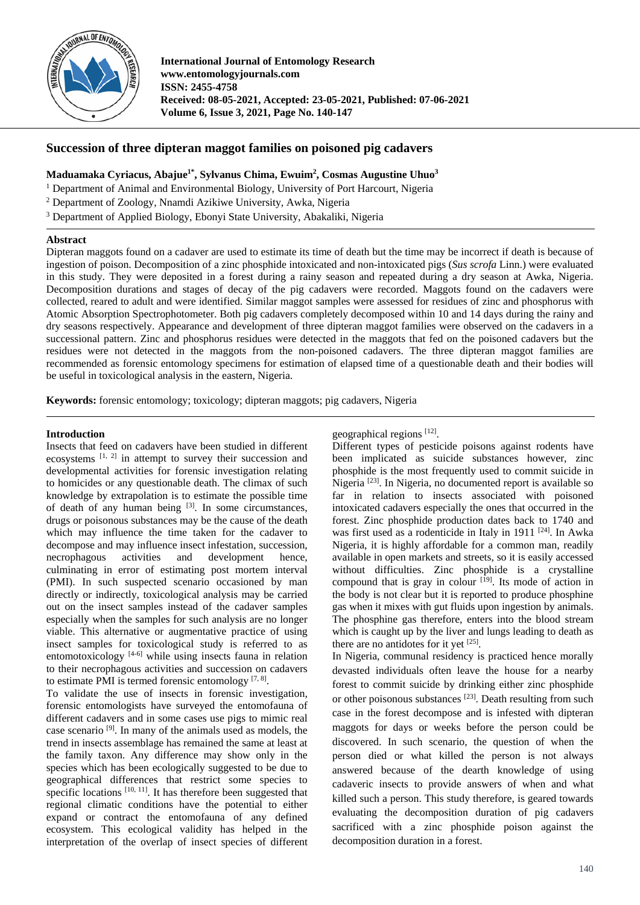# Succession of three dipteran maggot families on poisoned pig cadavers

**Maduamaka Cyriacus, Abajue[1*], Sylvanus Chima, Ewuim[2], Cosmas Augustine Uhuo[3]**

[1] Department of Animal and Environmental Biology, University of Port Harcourt, Nigeria
[2] Department of Zoology, Nnamdi Azikiwe University, Awka, Nigeria
[3] Department of Applied Biology, Ebonyi State University, Abakaliki, Nigeria

## Abstract

Dipteran maggots found on a cadaver are used to estimate its time of death but the time may be incorrect if death is because of ingestion of poison. Decomposition of a zinc phosphide intoxicated and non-intoxicated pigs (*Sus scrofa* Linn.) were evaluated in this study. They were deposited in a forest during a rainy season and repeated during a dry season at Awka, Nigeria. Decomposition durations and stages of decay of the pig cadavers were recorded. Maggots found on the cadavers were collected, reared to adult and were identified. Similar maggot samples were assessed for residues of zinc and phosphorus with Atomic Absorption Spectrophotometer. Both pig cadavers completely decomposed within 10 and 14 days during the rainy and dry seasons respectively. Appearance and development of three dipteran maggot families were observed on the cadavers in a successional pattern. Zinc and phosphorus residues were detected in the maggots that fed on the poisoned cadavers but the residues were not detected in the maggots from the non-poisoned cadavers. The three dipteran maggot families are recommended as forensic entomology specimens for estimation of elapsed time of a questionable death and their bodies will be useful in toxicological analysis in the eastern, Nigeria.

**Keywords:** forensic entomology; toxicology; dipteran maggots; pig cadavers, Nigeria

## Introduction

Insects that feed on cadavers have been studied in different ecosystems [1, 2] in attempt to survey their succession and developmental activities for forensic investigation relating to homicides or any questionable death. The climax of such knowledge by extrapolation is to estimate the possible time of death of any human being [3]. In some circumstances, drugs or poisonous substances may be the cause of the death which may influence the time taken for the cadaver to decompose and may influence insect infestation, succession, necrophagous activities and development hence, culminating in error of estimating post mortem interval (PMI). In such suspected scenario occasioned by man directly or indirectly, toxicological analysis may be carried out on the insect samples instead of the cadaver samples especially when the samples for such analysis are no longer viable. This alternative or augmentative practice of using insect samples for toxicological study is referred to as entomotoxicology [4-6] while using insects fauna in relation to their necrophagous activities and succession on cadavers to estimate PMI is termed forensic entomology [7, 8].

To validate the use of insects in forensic investigation, forensic entomologists have surveyed the entomofauna of different cadavers and in some cases use pigs to mimic real case scenario [9]. In many of the animals used as models, the trend in insects assemblage has remained the same at least at the family taxon. Any difference may show only in the species which has been ecologically suggested to be due to geographical differences that restrict some species to specific locations [10, 11]. It has therefore been suggested that regional climatic conditions have the potential to either expand or contract the entomofauna of any defined ecosystem. This ecological validity has helped in the interpretation of the overlap of insect species of different geographical regions [12].

Different types of pesticide poisons against rodents have been implicated as suicide substances however, zinc phosphide is the most frequently used to commit suicide in Nigeria [23]. In Nigeria, no documented report is available so far in relation to insects associated with poisoned intoxicated cadavers especially the ones that occurred in the forest. Zinc phosphide production dates back to 1740 and was first used as a rodenticide in Italy in 1911 [24]. In Awka Nigeria, it is highly affordable for a common man, readily available in open markets and streets, so it is easily accessed without difficulties. Zinc phosphide is a crystalline compound that is gray in colour [19]. Its mode of action in the body is not clear but it is reported to produce phosphine gas when it mixes with gut fluids upon ingestion by animals. The phosphine gas therefore, enters into the blood stream which is caught up by the liver and lungs leading to death as there are no antidotes for it yet [25].

In Nigeria, communal residency is practiced hence morally devasted individuals often leave the house for a nearby forest to commit suicide by drinking either zinc phosphide or other poisonous substances [23]. Death resulting from such case in the forest decompose and is infested with dipteran maggots for days or weeks before the person could be discovered. In such scenario, the question of when the person died or what killed the person is not always answered because of the dearth knowledge of using cadaveric insects to provide answers of when and what killed such a person. This study therefore, is geared towards evaluating the decomposition duration of pig cadavers sacrificed with a zinc phosphide poison against the decomposition duration in a forest.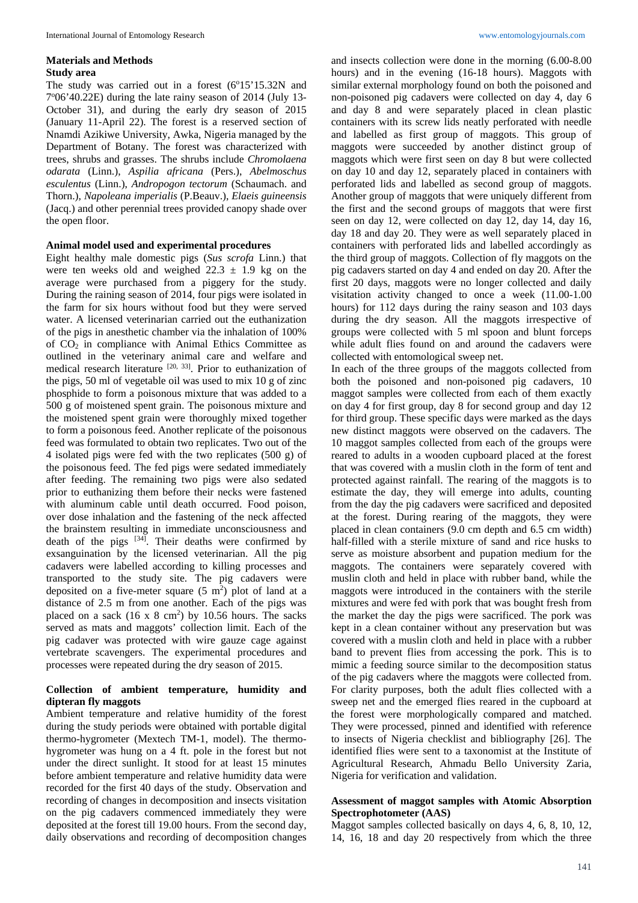## Materials and Methods

### Study area

The study was carried out in a forest (6°15'15.32N and 7°06'40.22E) during the late rainy season of 2014 (July 13-October 31), and during the early dry season of 2015 (January 11-April 22). The forest is a reserved section of Nnamdi Azikiwe University, Awka, Nigeria managed by the Department of Botany. The forest was characterized with trees, shrubs and grasses. The shrubs include *Chromolaena odarata* (Linn.), *Aspilia africana* (Pers.), *Abelmoschus esculentus* (Linn.), *Andropogon tectorum* (Schaumach. and Thorn.), *Napoleana imperialis* (P.Beauv.), *Elaeis guineensis* (Jacq.) and other perennial trees provided canopy shade over the open floor.

### Animal model used and experimental procedures

Eight healthy male domestic pigs (*Sus scrofa* Linn.) that were ten weeks old and weighed 22.3 ± 1.9 kg on the average were purchased from a piggery for the study. During the raining season of 2014, four pigs were isolated in the farm for six hours without food but they were served water. A licensed veterinarian carried out the euthanization of the pigs in anesthetic chamber via the inhalation of 100% of $CO_2$ in compliance with Animal Ethics Committee as outlined in the veterinary animal care and welfare and medical research literature [20, 33]. Prior to euthanization of the pigs, 50 ml of vegetable oil was used to mix 10 g of zinc phosphide to form a poisonous mixture that was added to a 500 g of moistened spent grain. The poisonous mixture and the moistened spent grain were thoroughly mixed together to form a poisonous feed. Another replicate of the poisonous feed was formulated to obtain two replicates. Two out of the 4 isolated pigs were fed with the two replicates (500 g) of the poisonous feed. The fed pigs were sedated immediately after feeding. The remaining two pigs were also sedated prior to euthanizing them before their necks were fastened with aluminum cable until death occurred. Food poison, over dose inhalation and the fastening of the neck affected the brainstem resulting in immediate unconsciousness and death of the pigs [34]. Their deaths were confirmed by exsanguination by the licensed veterinarian. All the pig cadavers were labelled according to killing processes and transported to the study site. The pig cadavers were deposited on a five-meter square (5 $m^2$) plot of land at a distance of 2.5 m from one another. Each of the pigs was placed on a sack (16 x 8 $cm^2$) by 10.56 hours. The sacks served as mats and maggots' collection limit. Each of the pig cadaver was protected with wire gauze cage against vertebrate scavengers. The experimental procedures and processes were repeated during the dry season of 2015.

### Collection of ambient temperature, humidity and dipteran fly maggots

Ambient temperature and relative humidity of the forest during the study periods were obtained with portable digital thermo-hygrometer (Mextech TM-1, model). The thermo-hygrometer was hung on a 4 ft. pole in the forest but not under the direct sunlight. It stood for at least 15 minutes before ambient temperature and relative humidity data were recorded for the first 40 days of the study. Observation and recording of changes in decomposition and insects visitation on the pig cadavers commenced immediately they were deposited at the forest till 19.00 hours. From the second day, daily observations and recording of decomposition changes and insects collection were done in the morning (6.00-8.00 hours) and in the evening (16-18 hours). Maggots with similar external morphology found on both the poisoned and non-poisoned pig cadavers were collected on day 4, day 6 and day 8 and were separately placed in clean plastic containers with its screw lids neatly perforated with needle and labelled as first group of maggots. This group of maggots were succeeded by another distinct group of maggots which were first seen on day 8 but were collected on day 10 and day 12, separately placed in containers with perforated lids and labelled as second group of maggots. Another group of maggots that were uniquely different from the first and the second groups of maggots that were first seen on day 12, were collected on day 12, day 14, day 16, day 18 and day 20. They were as well separately placed in containers with perforated lids and labelled accordingly as the third group of maggots. Collection of fly maggots on the pig cadavers started on day 4 and ended on day 20. After the first 20 days, maggots were no longer collected and daily visitation activity changed to once a week (11.00-1.00 hours) for 112 days during the rainy season and 103 days during the dry season. All the maggots irrespective of groups were collected with 5 ml spoon and blunt forceps while adult flies found on and around the cadavers were collected with entomological sweep net.

In each of the three groups of the maggots collected from both the poisoned and non-poisoned pig cadavers, 10 maggot samples were collected from each of them exactly on day 4 for first group, day 8 for second group and day 12 for third group. These specific days were marked as the days new distinct maggots were observed on the cadavers. The 10 maggot samples collected from each of the groups were reared to adults in a wooden cupboard placed at the forest that was covered with a muslin cloth in the form of tent and protected against rainfall. The rearing of the maggots is to estimate the day, they will emerge into adults, counting from the day the pig cadavers were sacrificed and deposited at the forest. During rearing of the maggots, they were placed in clean containers (9.0 cm depth and 6.5 cm width) half-filled with a sterile mixture of sand and rice husks to serve as moisture absorbent and pupation medium for the maggots. The containers were separately covered with muslin cloth and held in place with rubber band, while the maggots were introduced in the containers with the sterile mixtures and were fed with pork that was bought fresh from the market the day the pigs were sacrificed. The pork was kept in a clean container without any preservation but was covered with a muslin cloth and held in place with a rubber band to prevent flies from accessing the pork. This is to mimic a feeding source similar to the decomposition status of the pig cadavers where the maggots were collected from. For clarity purposes, both the adult flies collected with a sweep net and the emerged flies reared in the cupboard at the forest were morphologically compared and matched. They were processed, pinned and identified with reference to insects of Nigeria checklist and bibliography [26]. The identified flies were sent to a taxonomist at the Institute of Agricultural Research, Ahmadu Bello University Zaria, Nigeria for verification and validation.

### Assessment of maggot samples with Atomic Absorption Spectrophotometer (AAS)

Maggot samples collected basically on days 4, 6, 8, 10, 12, 14, 16, 18 and day 20 respectively from which the three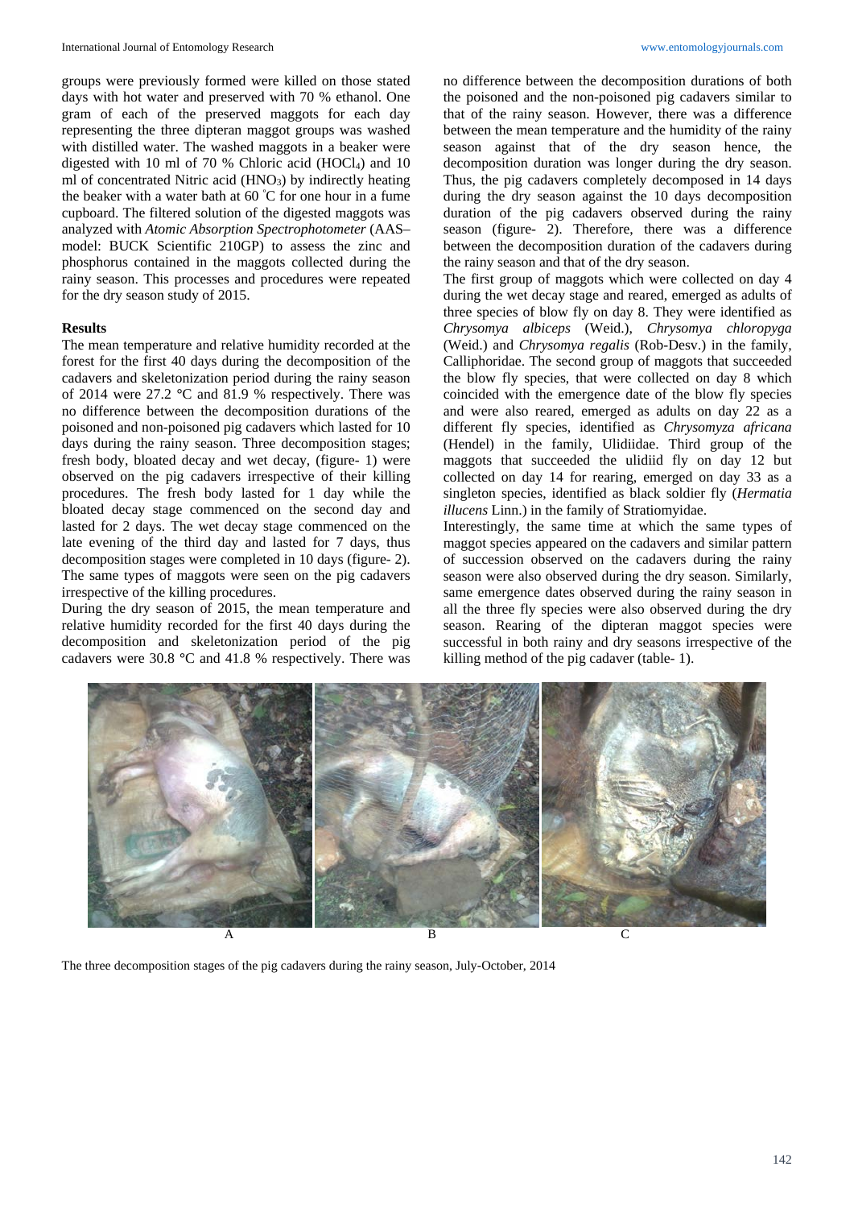groups were previously formed were killed on those stated days with hot water and preserved with 70 % ethanol. One gram of each of the preserved maggots for each day representing the three dipteran maggot groups was washed with distilled water. The washed maggots in a beaker were digested with 10 ml of 70 % Chloric acid ($HOCl_4$) and 10 ml of concentrated Nitric acid ($HNO_3$) by indirectly heating the beaker with a water bath at 60 °C for one hour in a fume cupboard. The filtered solution of the digested maggots was analyzed with *Atomic Absorption Spectrophotometer* (AAS–model: BUCK Scientific 210GP) to assess the zinc and phosphorus contained in the maggots collected during the rainy season. This processes and procedures were repeated for the dry season study of 2015.

**Results**

The mean temperature and relative humidity recorded at the forest for the first 40 days during the decomposition of the cadavers and skeletonization period during the rainy season of 2014 were 27.2 °C and 81.9 % respectively. There was no difference between the decomposition durations of the poisoned and non-poisoned pig cadavers which lasted for 10 days during the rainy season. Three decomposition stages; fresh body, bloated decay and wet decay, (figure- 1) were observed on the pig cadavers irrespective of their killing procedures. The fresh body lasted for 1 day while the bloated decay stage commenced on the second day and lasted for 2 days. The wet decay stage commenced on the late evening of the third day and lasted for 7 days, thus decomposition stages were completed in 10 days (figure- 2). The same types of maggots were seen on the pig cadavers irrespective of the killing procedures.

During the dry season of 2015, the mean temperature and relative humidity recorded for the first 40 days during the decomposition and skeletonization period of the pig cadavers were 30.8 °C and 41.8 % respectively. There was no difference between the decomposition durations of both the poisoned and the non-poisoned pig cadavers similar to that of the rainy season. However, there was a difference between the mean temperature and the humidity of the rainy season against that of the dry season hence, the decomposition duration was longer during the dry season. Thus, the pig cadavers completely decomposed in 14 days during the dry season against the 10 days decomposition duration of the pig cadavers observed during the rainy season (figure- 2). Therefore, there was a difference between the decomposition duration of the cadavers during the rainy season and that of the dry season.

The first group of maggots which were collected on day 4 during the wet decay stage and reared, emerged as adults of three species of blow fly on day 8. They were identified as *Chrysomya albiceps* (Weid.), *Chrysomya chloropyga* (Weid.) and *Chrysomya regalis* (Rob-Desv.) in the family, Calliphoridae. The second group of maggots that succeeded the blow fly species, that were collected on day 8 which coincided with the emergence date of the blow fly species and were also reared, emerged as adults on day 22 as a different fly species, identified as *Chrysomyza africana* (Hendel) in the family, Ulidiidae. Third group of the maggots that succeeded the ulidiid fly on day 12 but collected on day 14 for rearing, emerged on day 33 as a singleton species, identified as black soldier fly (*Hermatia illucens* Linn.) in the family of Stratiomyidae.

Interestingly, the same time at which the same types of maggot species appeared on the cadavers and similar pattern of succession observed on the cadavers during the rainy season were also observed during the dry season. Similarly, same emergence dates observed during the rainy season in all the three fly species were also observed during the dry season. Rearing of the dipteran maggot species were successful in both rainy and dry seasons irrespective of the killing method of the pig cadaver (table- 1).

A B C

The three decomposition stages of the pig cadavers during the rainy season, July-October, 2014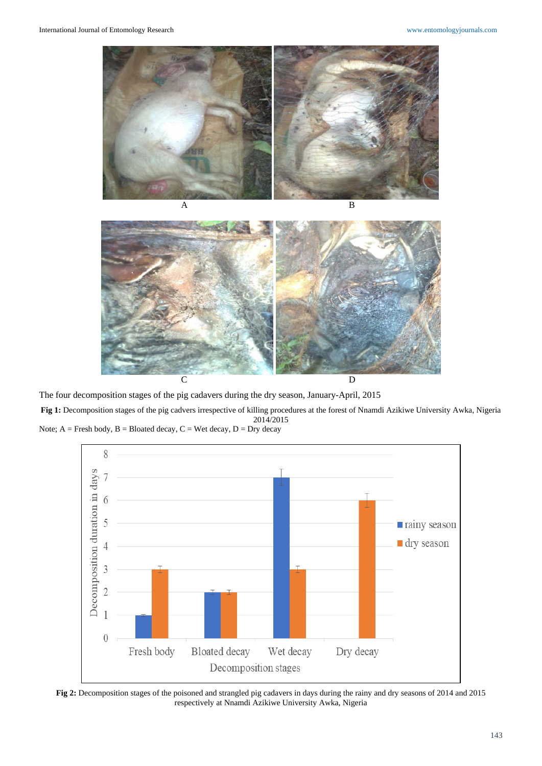A B

C D

The four decomposition stages of the pig cadavers during the dry season, January-April, 2015

**Fig 1:** Decomposition stages of the pig cadvers irrespective of killing procedures at the forest of Nnamdi Azikiwe University Awka, Nigeria 2014/2015

Note; A = Fresh body, B = Bloated decay, C = Wet decay, D = Dry decay

**Fig 2:** Decomposition stages of the poisoned and strangled pig cadavers in days during the rainy and dry seasons of 2014 and 2015 respectively at Nnamdi Azikiwe University Awka, Nigeria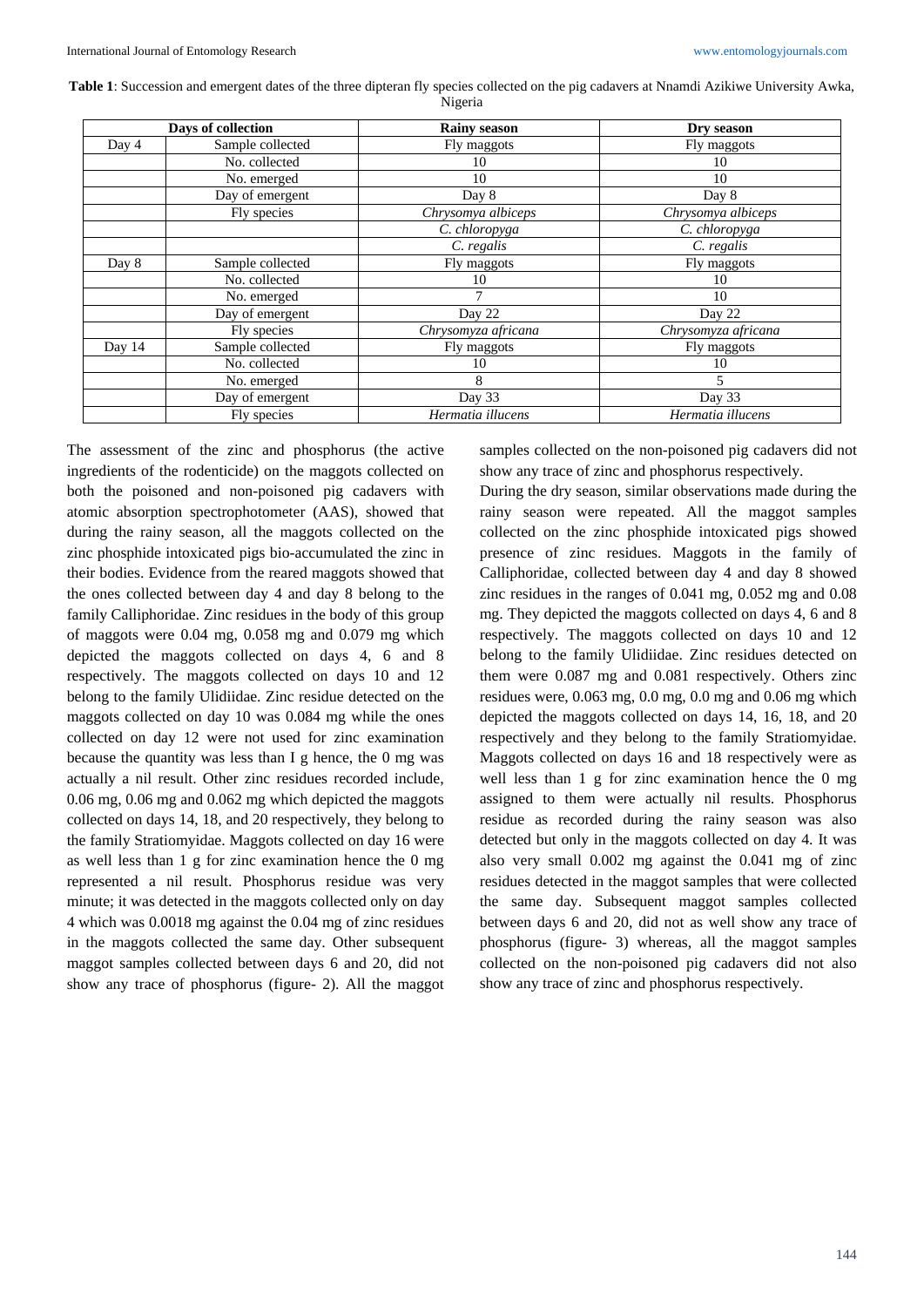**Table 1**: Succession and emergent dates of the three dipteran fly species collected on the pig cadavers at Nnamdi Azikiwe University Awka, Nigeria

| Days of collection | | Rainy season | Dry season |
|---|---|---|---|
| Day 4 | Sample collected | Fly maggots | Fly maggots |
| | No. collected | 10 | 10 |
| | No. emerged | 10 | 10 |
| | Day of emergent | Day 8 | Day 8 |
| | Fly species | *Chrysomya albiceps* | *Chrysomya albiceps* |
| | | *C. chloropyga* | *C. chloropyga* |
| | | *C. regalis* | *C. regalis* |
| Day 8 | Sample collected | Fly maggots | Fly maggots |
| | No. collected | 10 | 10 |
| | No. emerged | 7 | 10 |
| | Day of emergent | Day 22 | Day 22 |
| | Fly species | *Chrysomyza africana* | *Chrysomyza africana* |
| Day 14 | Sample collected | Fly maggots | Fly maggots |
| | No. collected | 10 | 10 |
| | No. emerged | 8 | 5 |
| | Day of emergent | Day 33 | Day 33 |
| | Fly species | *Hermatia illucens* | *Hermatia illucens* |

The assessment of the zinc and phosphorus (the active ingredients of the rodenticide) on the maggots collected on both the poisoned and non-poisoned pig cadavers with atomic absorption spectrophotometer (AAS), showed that during the rainy season, all the maggots collected on the zinc phosphide intoxicated pigs bio-accumulated the zinc in their bodies. Evidence from the reared maggots showed that the ones collected between day 4 and day 8 belong to the family Calliphoridae. Zinc residues in the body of this group of maggots were 0.04 mg, 0.058 mg and 0.079 mg which depicted the maggots collected on days 4, 6 and 8 respectively. The maggots collected on days 10 and 12 belong to the family Ulidiidae. Zinc residue detected on the maggots collected on day 10 was 0.084 mg while the ones collected on day 12 were not used for zinc examination because the quantity was less than I g hence, the 0 mg was actually a nil result. Other zinc residues recorded include, 0.06 mg, 0.06 mg and 0.062 mg which depicted the maggots collected on days 14, 18, and 20 respectively, they belong to the family Stratiomyidae. Maggots collected on day 16 were as well less than 1 g for zinc examination hence the 0 mg represented a nil result. Phosphorus residue was very minute; it was detected in the maggots collected only on day 4 which was 0.0018 mg against the 0.04 mg of zinc residues in the maggots collected the same day. Other subsequent maggot samples collected between days 6 and 20, did not show any trace of phosphorus (figure- 2). All the maggot samples collected on the non-poisoned pig cadavers did not show any trace of zinc and phosphorus respectively.

During the dry season, similar observations made during the rainy season were repeated. All the maggot samples collected on the zinc phosphide intoxicated pigs showed presence of zinc residues. Maggots in the family of Calliphoridae, collected between day 4 and day 8 showed zinc residues in the ranges of 0.041 mg, 0.052 mg and 0.08 mg. They depicted the maggots collected on days 4, 6 and 8 respectively. The maggots collected on days 10 and 12 belong to the family Ulidiidae. Zinc residues detected on them were 0.087 mg and 0.081 respectively. Others zinc residues were, 0.063 mg, 0.0 mg, 0.0 mg and 0.06 mg which depicted the maggots collected on days 14, 16, 18, and 20 respectively and they belong to the family Stratiomyidae. Maggots collected on days 16 and 18 respectively were as well less than 1 g for zinc examination hence the 0 mg assigned to them were actually nil results. Phosphorus residue as recorded during the rainy season was also detected but only in the maggots collected on day 4. It was also very small 0.002 mg against the 0.041 mg of zinc residues detected in the maggot samples that were collected the same day. Subsequent maggot samples collected between days 6 and 20, did not as well show any trace of phosphorus (figure- 3) whereas, all the maggot samples collected on the non-poisoned pig cadavers did not also show any trace of zinc and phosphorus respectively.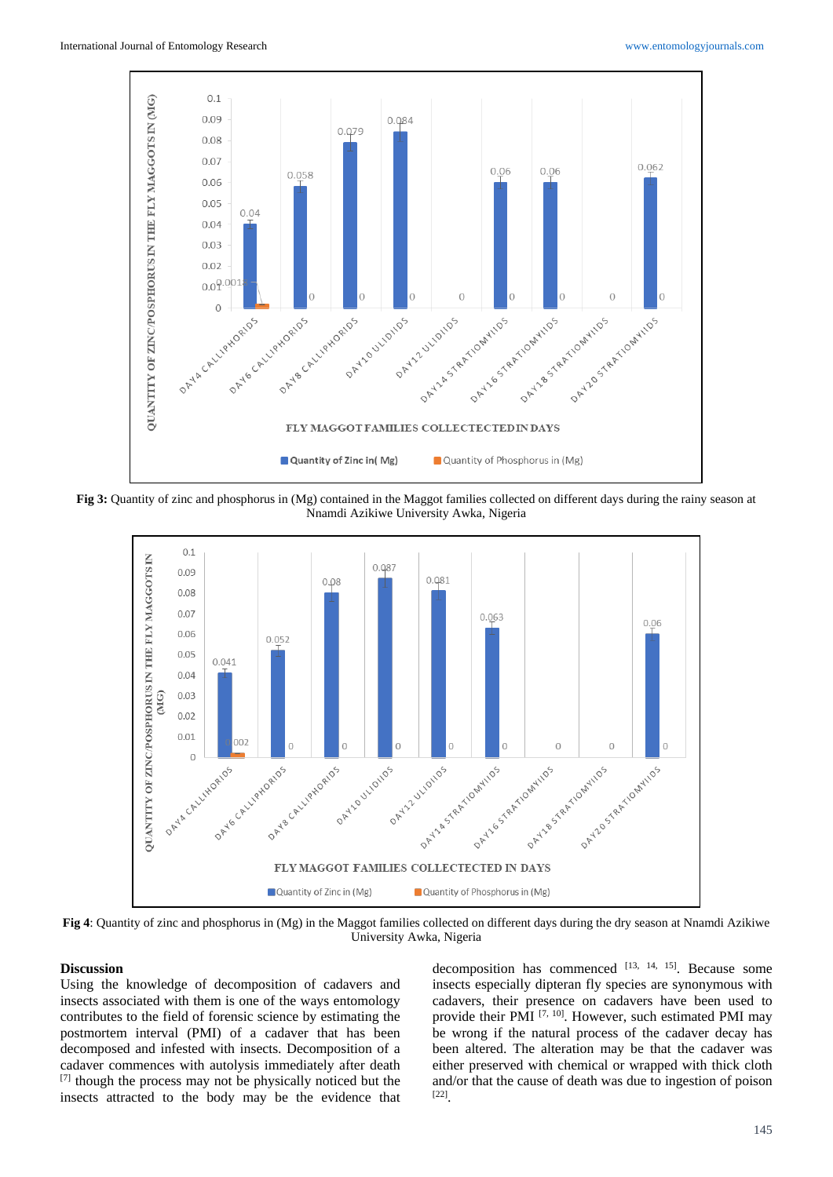**Fig 3:** Quantity of zinc and phosphorus in (Mg) contained in the Maggot families collected on different days during the rainy season at Nnamdi Azikiwe University Awka, Nigeria

**Fig 4**: Quantity of zinc and phosphorus in (Mg) in the Maggot families collected on different days during the dry season at Nnamdi Azikiwe University Awka, Nigeria

## Discussion

Using the knowledge of decomposition of cadavers and insects associated with them is one of the ways entomology contributes to the field of forensic science by estimating the postmortem interval (PMI) of a cadaver that has been decomposed and infested with insects. Decomposition of a cadaver commences with autolysis immediately after death [7] though the process may not be physically noticed but the insects attracted to the body may be the evidence that decomposition has commenced [13, 14, 15]. Because some insects especially dipteran fly species are synonymous with cadavers, their presence on cadavers have been used to provide their PMI [7, 10]. However, such estimated PMI may be wrong if the natural process of the cadaver decay has been altered. The alteration may be that the cadaver was either preserved with chemical or wrapped with thick cloth and/or that the cause of death was due to ingestion of poison [22].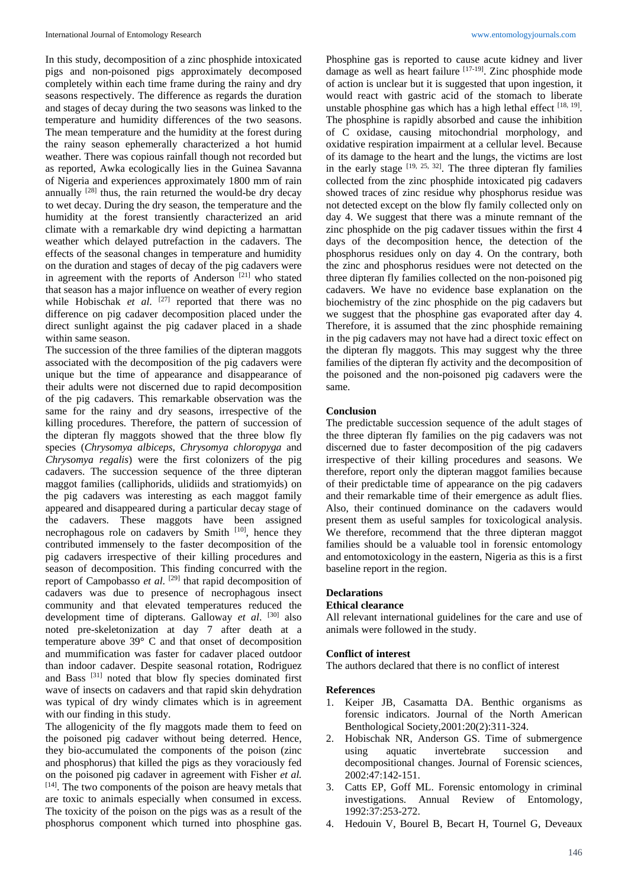In this study, decomposition of a zinc phosphide intoxicated pigs and non-poisoned pigs approximately decomposed completely within each time frame during the rainy and dry seasons respectively. The difference as regards the duration and stages of decay during the two seasons was linked to the temperature and humidity differences of the two seasons. The mean temperature and the humidity at the forest during the rainy season ephemerally characterized a hot humid weather. There was copious rainfall though not recorded but as reported, Awka ecologically lies in the Guinea Savanna of Nigeria and experiences approximately 1800 mm of rain annually [28] thus, the rain returned the would-be dry decay to wet decay. During the dry season, the temperature and the humidity at the forest transiently characterized an arid climate with a remarkable dry wind depicting a harmattan weather which delayed putrefaction in the cadavers. The effects of the seasonal changes in temperature and humidity on the duration and stages of decay of the pig cadavers were in agreement with the reports of Anderson [21] who stated that season has a major influence on weather of every region while Hobischak *et al.* [27] reported that there was no difference on pig cadaver decomposition placed under the direct sunlight against the pig cadaver placed in a shade within same season.

The succession of the three families of the dipteran maggots associated with the decomposition of the pig cadavers were unique but the time of appearance and disappearance of their adults were not discerned due to rapid decomposition of the pig cadavers. This remarkable observation was the same for the rainy and dry seasons, irrespective of the killing procedures. Therefore, the pattern of succession of the dipteran fly maggots showed that the three blow fly species (*Chrysomya albiceps*, *Chrysomya chloropyga* and *Chrysomya regalis*) were the first colonizers of the pig cadavers. The succession sequence of the three dipteran maggot families (calliphorids, ulidiids and stratiomyids) on the pig cadavers was interesting as each maggot family appeared and disappeared during a particular decay stage of the cadavers. These maggots have been assigned necrophagous role on cadavers by Smith [10], hence they contributed immensely to the faster decomposition of the pig cadavers irrespective of their killing procedures and season of decomposition. This finding concurred with the report of Campobasso *et al.* [29] that rapid decomposition of cadavers was due to presence of necrophagous insect community and that elevated temperatures reduced the development time of dipterans. Galloway *et al.* [30] also noted pre-skeletonization at day 7 after death at a temperature above 39° C and that onset of decomposition and mummification was faster for cadaver placed outdoor than indoor cadaver. Despite seasonal rotation, Rodriguez and Bass [31] noted that blow fly species dominated first wave of insects on cadavers and that rapid skin dehydration was typical of dry windy climates which is in agreement with our finding in this study.

The allogenicity of the fly maggots made them to feed on the poisoned pig cadaver without being deterred. Hence, they bio-accumulated the components of the poison (zinc and phosphorus) that killed the pigs as they voraciously fed on the poisoned pig cadaver in agreement with Fisher *et al.* [14]. The two components of the poison are heavy metals that are toxic to animals especially when consumed in excess. The toxicity of the poison on the pigs was as a result of the phosphorus component which turned into phosphine gas. Phosphine gas is reported to cause acute kidney and liver damage as well as heart failure [17-19]. Zinc phosphide mode of action is unclear but it is suggested that upon ingestion, it would react with gastric acid of the stomach to liberate unstable phosphine gas which has a high lethal effect [18, 19]. The phosphine is rapidly absorbed and cause the inhibition of C oxidase, causing mitochondrial morphology, and oxidative respiration impairment at a cellular level. Because of its damage to the heart and the lungs, the victims are lost in the early stage [19, 25, 32]. The three dipteran fly families collected from the zinc phosphide intoxicated pig cadavers showed traces of zinc residue why phosphorus residue was not detected except on the blow fly family collected only on day 4. We suggest that there was a minute remnant of the zinc phosphide on the pig cadaver tissues within the first 4 days of the decomposition hence, the detection of the phosphorus residues only on day 4. On the contrary, both the zinc and phosphorus residues were not detected on the three dipteran fly families collected on the non-poisoned pig cadavers. We have no evidence base explanation on the biochemistry of the zinc phosphide on the pig cadavers but we suggest that the phosphine gas evaporated after day 4. Therefore, it is assumed that the zinc phosphide remaining in the pig cadavers may not have had a direct toxic effect on the dipteran fly maggots. This may suggest why the three families of the dipteran fly activity and the decomposition of the poisoned and the non-poisoned pig cadavers were the same.

## Conclusion

The predictable succession sequence of the adult stages of the three dipteran fly families on the pig cadavers was not discerned due to faster decomposition of the pig cadavers irrespective of their killing procedures and seasons. We therefore, report only the dipteran maggot families because of their predictable time of appearance on the pig cadavers and their remarkable time of their emergence as adult flies. Also, their continued dominance on the cadavers would present them as useful samples for toxicological analysis. We therefore, recommend that the three dipteran maggot families should be a valuable tool in forensic entomology and entomotoxicology in the eastern, Nigeria as this is a first baseline report in the region.

## Declarations

### Ethical clearance

All relevant international guidelines for the care and use of animals were followed in the study.

### Conflict of interest

The authors declared that there is no conflict of interest

## References

1. Keiper JB, Casamatta DA. Benthic organisms as forensic indicators. Journal of the North American Benthological Society,2001:20(2):311-324.
2. Hobischak NR, Anderson GS. Time of submergence using aquatic invertebrate succession and decompositional changes. Journal of Forensic sciences, 2002:47:142-151.
3. Catts EP, Goff ML. Forensic entomology in criminal investigations. Annual Review of Entomology, 1992:37:253-272.
4. Hedouin V, Bourel B, Becart H, Tournel G, Deveaux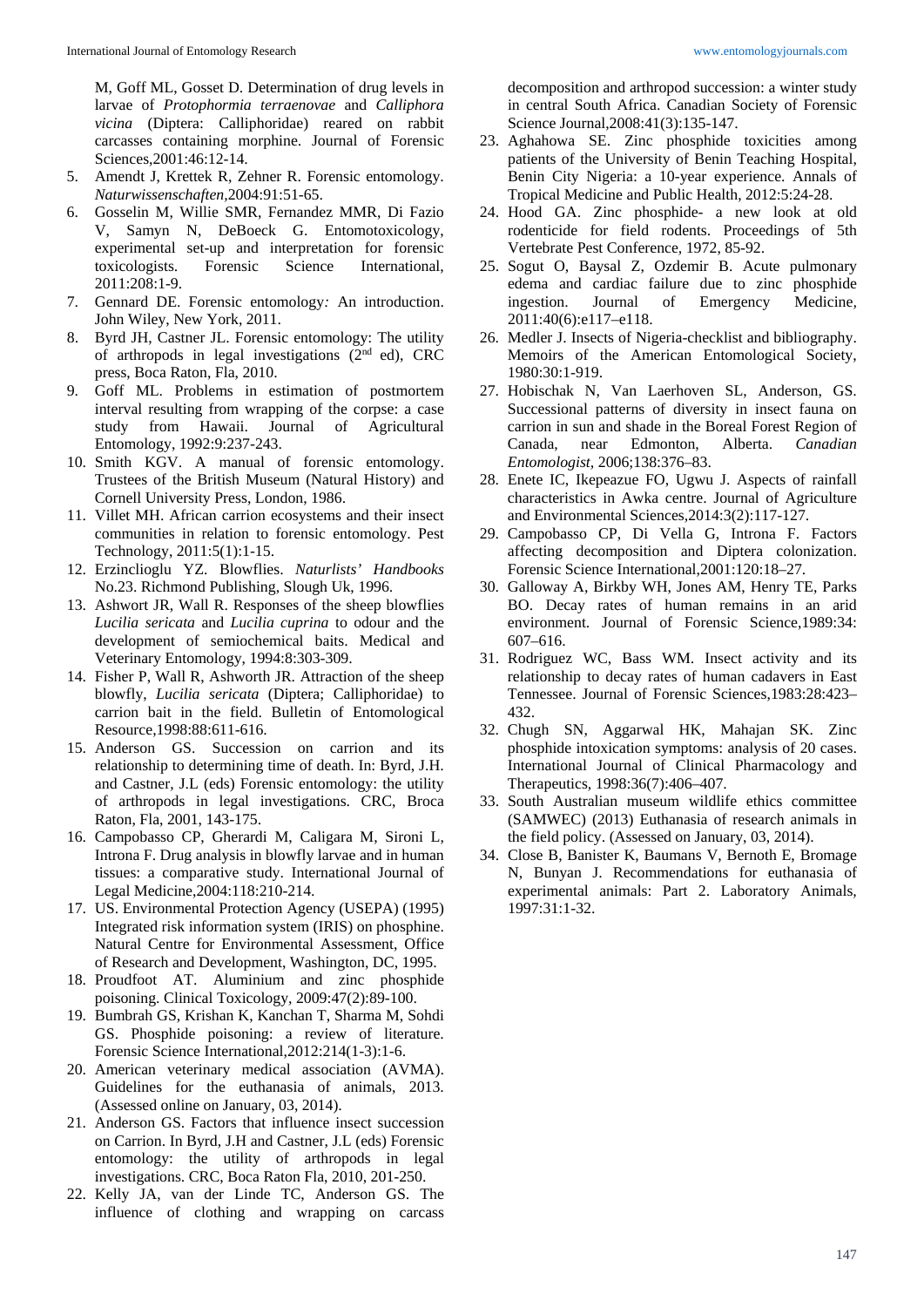M, Goff ML, Gosset D. Determination of drug levels in larvae of *Protophormia terraenovae* and *Calliphora vicina* (Diptera: Calliphoridae) reared on rabbit carcasses containing morphine. Journal of Forensic Sciences,2001:46:12-14.

5. Amendt J, Krettek R, Zehner R. Forensic entomology. *Naturwissenschaften*,2004:91:51-65.
6. Gosselin M, Willie SMR, Fernandez MMR, Di Fazio V, Samyn N, DeBoeck G. Entomotoxicology, experimental set-up and interpretation for forensic toxicologists. Forensic Science International, 2011:208:1-9.
7. Gennard DE. Forensic entomology*:* An introduction. John Wiley, New York, 2011.
8. Byrd JH, Castner JL. Forensic entomology: The utility of arthropods in legal investigations (2nd ed), CRC press, Boca Raton, Fla, 2010.
9. Goff ML. Problems in estimation of postmortem interval resulting from wrapping of the corpse: a case study from Hawaii. Journal of Agricultural Entomology, 1992:9:237-243.
10. Smith KGV. A manual of forensic entomology. Trustees of the British Museum (Natural History) and Cornell University Press, London, 1986.
11. Villet MH. African carrion ecosystems and their insect communities in relation to forensic entomology. Pest Technology, 2011:5(1):1-15.
12. Erzinclioglu YZ. Blowflies. *Naturlists' Handbooks* No.23. Richmond Publishing, Slough Uk, 1996.
13. Ashwort JR, Wall R. Responses of the sheep blowflies *Lucilia sericata* and *Lucilia cuprina* to odour and the development of semiochemical baits. Medical and Veterinary Entomology, 1994:8:303-309.
14. Fisher P, Wall R, Ashworth JR. Attraction of the sheep blowfly, *Lucilia sericata* (Diptera; Calliphoridae) to carrion bait in the field. Bulletin of Entomological Resource,1998:88:611-616.
15. Anderson GS. Succession on carrion and its relationship to determining time of death. In: Byrd, J.H. and Castner, J.L (eds) Forensic entomology: the utility of arthropods in legal investigations. CRC, Broca Raton, Fla, 2001, 143-175.
16. Campobasso CP, Gherardi M, Caligara M, Sironi L, Introna F. Drug analysis in blowfly larvae and in human tissues: a comparative study. International Journal of Legal Medicine,2004:118:210-214.
17. US. Environmental Protection Agency (USEPA) (1995) Integrated risk information system (IRIS) on phosphine. Natural Centre for Environmental Assessment, Office of Research and Development, Washington, DC, 1995.
18. Proudfoot AT. Aluminium and zinc phosphide poisoning. Clinical Toxicology, 2009:47(2):89-100.
19. Bumbrah GS, Krishan K, Kanchan T, Sharma M, Sohdi GS. Phosphide poisoning: a review of literature. Forensic Science International,2012:214(1-3):1-6.
20. American veterinary medical association (AVMA). Guidelines for the euthanasia of animals, 2013. (Assessed online on January, 03, 2014).
21. Anderson GS. Factors that influence insect succession on Carrion. In Byrd, J.H and Castner, J.L (eds) Forensic entomology: the utility of arthropods in legal investigations. CRC, Boca Raton Fla, 2010, 201-250.
22. Kelly JA, van der Linde TC, Anderson GS. The influence of clothing and wrapping on carcass decomposition and arthropod succession: a winter study in central South Africa. Canadian Society of Forensic Science Journal,2008:41(3):135-147.
23. Aghahowa SE. Zinc phosphide toxicities among patients of the University of Benin Teaching Hospital, Benin City Nigeria: a 10-year experience. Annals of Tropical Medicine and Public Health, 2012:5:24-28.
24. Hood GA. Zinc phosphide- a new look at old rodenticide for field rodents. Proceedings of 5th Vertebrate Pest Conference, 1972, 85-92.
25. Sogut O, Baysal Z, Ozdemir B. Acute pulmonary edema and cardiac failure due to zinc phosphide ingestion. Journal of Emergency Medicine, 2011:40(6):e117–e118.
26. Medler J. Insects of Nigeria-checklist and bibliography. Memoirs of the American Entomological Society, 1980:30:1-919.
27. Hobischak N, Van Laerhoven SL, Anderson, GS. Successional patterns of diversity in insect fauna on carrion in sun and shade in the Boreal Forest Region of Canada, near Edmonton, Alberta. *Canadian Entomologist,* 2006;138:376–83.
28. Enete IC, Ikepeazue FO, Ugwu J. Aspects of rainfall characteristics in Awka centre. Journal of Agriculture and Environmental Sciences,2014:3(2):117-127.
29. Campobasso CP, Di Vella G, Introna F. Factors affecting decomposition and Diptera colonization. Forensic Science International,2001:120:18–27.
30. Galloway A, Birkby WH, Jones AM, Henry TE, Parks BO. Decay rates of human remains in an arid environment. Journal of Forensic Science,1989:34: 607–616.
31. Rodriguez WC, Bass WM. Insect activity and its relationship to decay rates of human cadavers in East Tennessee. Journal of Forensic Sciences,1983:28:423–432.
32. Chugh SN, Aggarwal HK, Mahajan SK. Zinc phosphide intoxication symptoms: analysis of 20 cases. International Journal of Clinical Pharmacology and Therapeutics, 1998:36(7):406–407.
33. South Australian museum wildlife ethics committee (SAMWEC) (2013) Euthanasia of research animals in the field policy. (Assessed on January, 03, 2014).
34. Close B, Banister K, Baumans V, Bernoth E, Bromage N, Bunyan J. Recommendations for euthanasia of experimental animals: Part 2. Laboratory Animals, 1997:31:1-32.